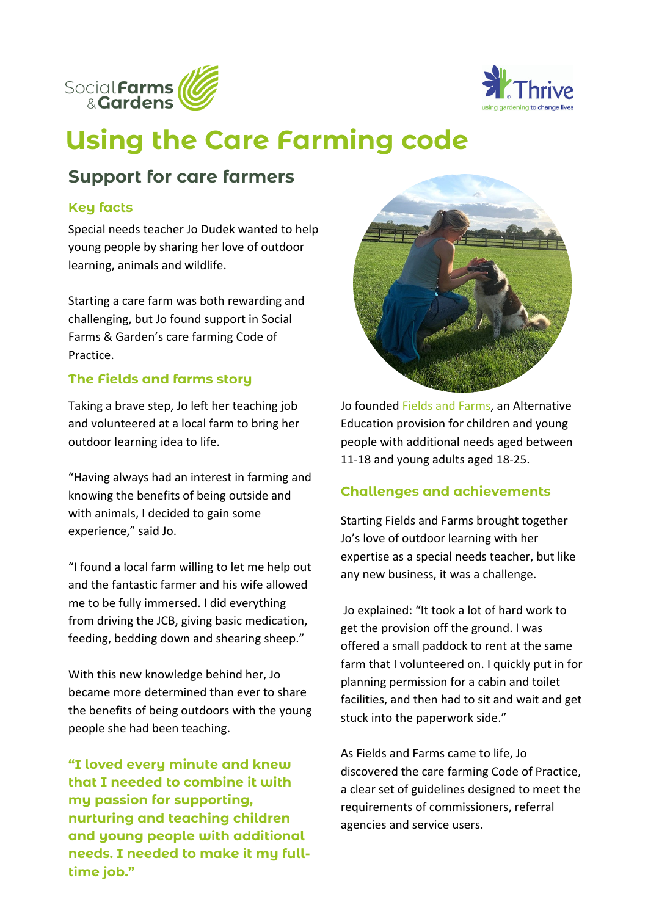# Using the Care Farming code

## Support for care farmers

### Key facts

Special needs teacher Jo Dudek wanted to help young people by sharing her love of outdoor learning, animals and wildlife.

Starting a care farm was both rewarding and challenging, but Jo found support in Social Farms & Garden's care farming Code of Practice.

### The Fields and farms story

Taking a brave step, Jo left her teaching job and volunteered at a local farm to bring her outdoor learning idea to life.

"Having always had an interest in farming and knowing the benefits of being outside and with animals, I decided to gain some experience," said Jo.

"I found a local farm willing to let me help out and the fantastic farmer and his wife allowed me to be fully immersed. I did everything from driving the JCB, giving basic medication, feeding, bedding down and shearing sheep."

With this new knowledge behind her, Jo became more determined than ever to share the benefits of being outdoors with the young people she had been teaching.

**"I loved every minute and knew that I needed to combine it with my passion for supporting, nurturing and teaching children and young people with additional needs. I needed to make it my full-time job."**

Jo founded Fields and Farms, an Alternative Education provision for children and young people with additional needs aged between 11-18 and young adults aged 18-25.

### Challenges and achievements

Starting Fields and Farms brought together Jo's love of outdoor learning with her expertise as a special needs teacher, but like any new business, it was a challenge.

Jo explained: "It took a lot of hard work to get the provision off the ground. I was offered a small paddock to rent at the same farm that I volunteered on. I quickly put in for planning permission for a cabin and toilet facilities, and then had to sit and wait and get stuck into the paperwork side."

As Fields and Farms came to life, Jo discovered the care farming Code of Practice, a clear set of guidelines designed to meet the requirements of commissioners, referral agencies and service users.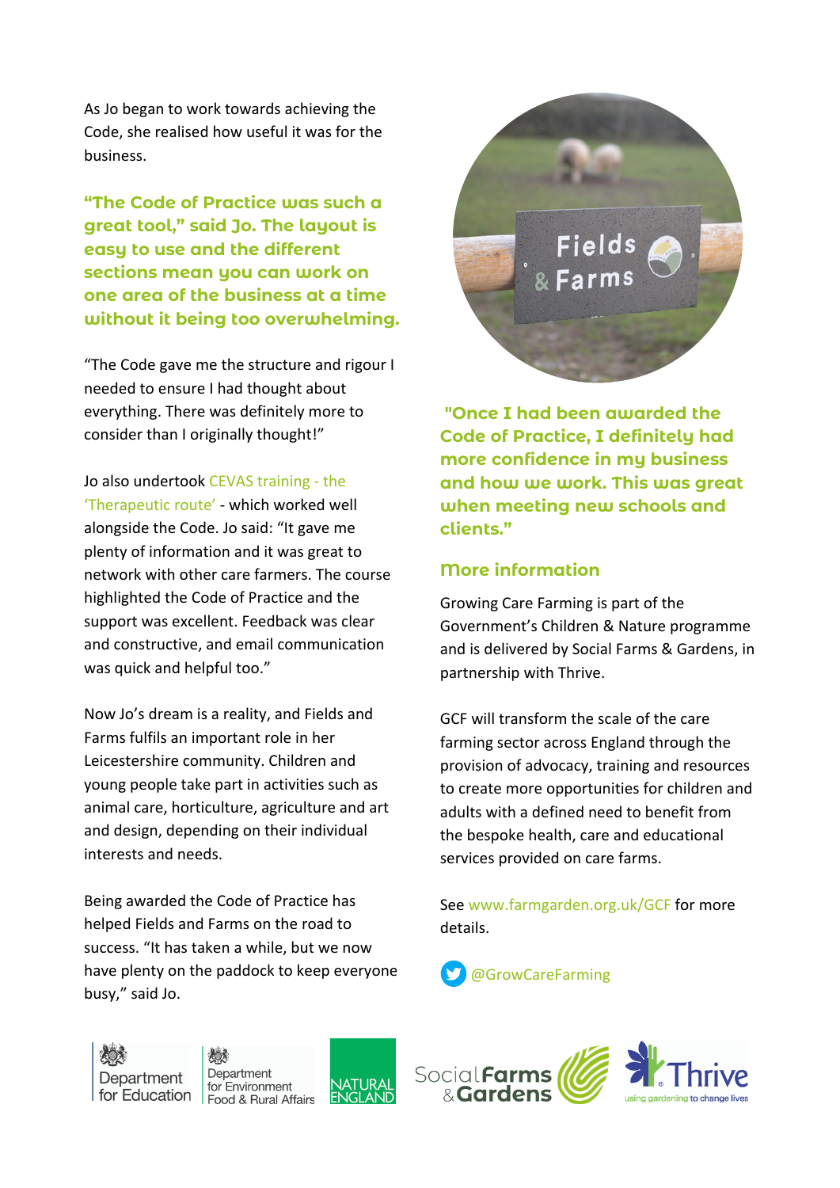As Jo began to work towards achieving the Code, she realised how useful it was for the business.

**"The Code of Practice was such a great tool," said Jo. The layout is easy to use and the different sections mean you can work on one area of the business at a time without it being too overwhelming.**

"The Code gave me the structure and rigour I needed to ensure I had thought about everything. There was definitely more to consider than I originally thought!"

Jo also undertook CEVAS training - the 'Therapeutic route' - which worked well alongside the Code. Jo said: "It gave me plenty of information and it was great to network with other care farmers. The course highlighted the Code of Practice and the support was excellent. Feedback was clear and constructive, and email communication was quick and helpful too."

Now Jo's dream is a reality, and Fields and Farms fulfils an important role in her Leicestershire community. Children and young people take part in activities such as animal care, horticulture, agriculture and art and design, depending on their individual interests and needs.

Being awarded the Code of Practice has helped Fields and Farms on the road to success. "It has taken a while, but we now have plenty on the paddock to keep everyone busy," said Jo.

**"Once I had been awarded the Code of Practice, I definitely had more confidence in my business and how we work. This was great when meeting new schools and clients."**

## More information

Growing Care Farming is part of the Government's Children & Nature programme and is delivered by Social Farms & Gardens, in partnership with Thrive.

GCF will transform the scale of the care farming sector across England through the provision of advocacy, training and resources to create more opportunities for children and adults with a defined need to benefit from the bespoke health, care and educational services provided on care farms.

See www.farmgarden.org.uk/GCF for more details.

@GrowCareFarming

Department for Education | Department for Environment Food & Rural Affairs | Natural England | Social Farms & Gardens | Thrive – using gardening to change lives